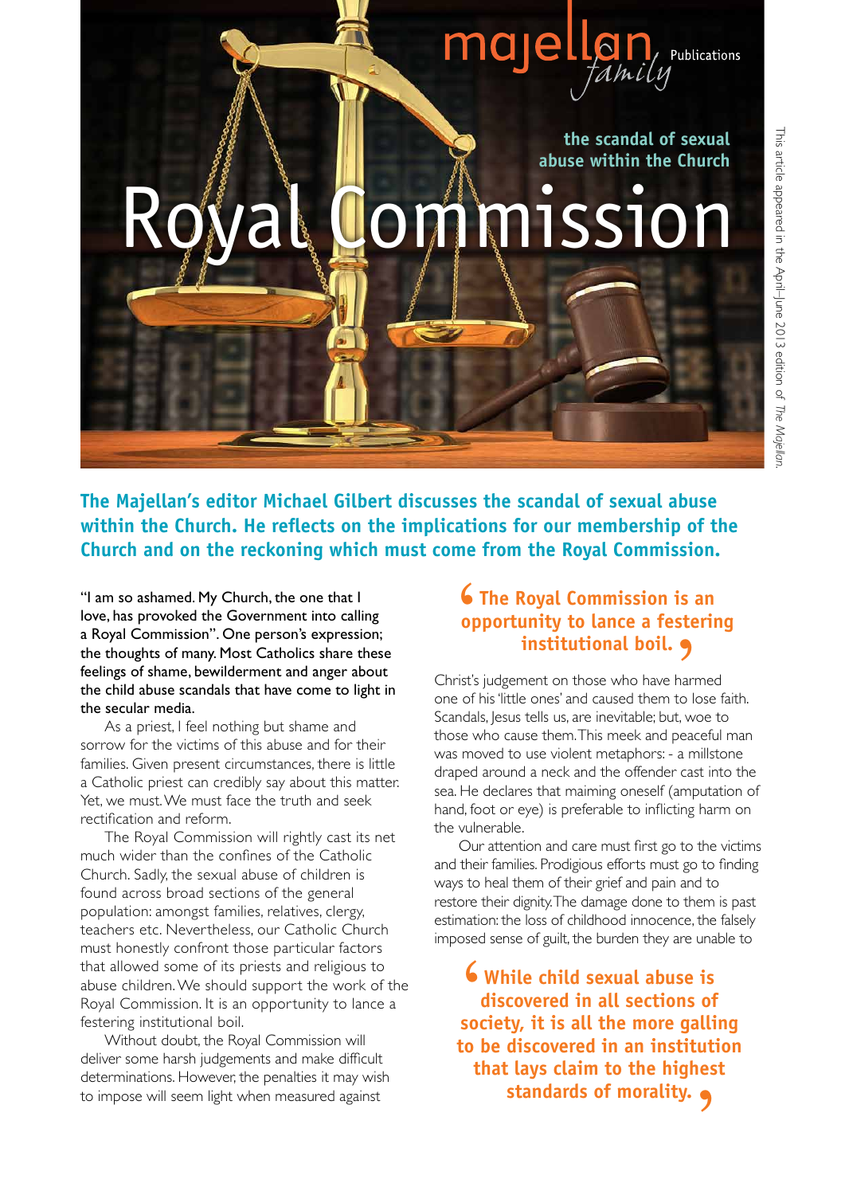majellan family Publications

the scandal of sexual abuse within the Church

# Royal Commission

*This article appeared in the April–June 2013 edition of The Majellan.*

**The Majellan's editor Michael Gilbert discusses the scandal of sexual abuse within the Church. He reflects on the implications for our membership of the Church and on the reckoning which must come from the Royal Commission.**

"I am so ashamed. My Church, the one that I love, has provoked the Government into calling a Royal Commission". One person's expression; the thoughts of many. Most Catholics share these feelings of shame, bewilderment and anger about the child abuse scandals that have come to light in the secular media.

As a priest, I feel nothing but shame and sorrow for the victims of this abuse and for their families. Given present circumstances, there is little a Catholic priest can credibly say about this matter. Yet, we must. We must face the truth and seek rectification and reform.

The Royal Commission will rightly cast its net much wider than the confines of the Catholic Church. Sadly, the sexual abuse of children is found across broad sections of the general population: amongst families, relatives, clergy, teachers etc. Nevertheless, our Catholic Church must honestly confront those particular factors that allowed some of its priests and religious to abuse children. We should support the work of the Royal Commission. It is an opportunity to lance a festering institutional boil.

Without doubt, the Royal Commission will deliver some harsh judgements and make difficult determinations. However, the penalties it may wish to impose will seem light when measured against

> **The Royal Commission is an opportunity to lance a festering institutional boil.**

Christ's judgement on those who have harmed one of his 'little ones' and caused them to lose faith. Scandals, Jesus tells us, are inevitable; but, woe to those who cause them. This meek and peaceful man was moved to use violent metaphors: - a millstone draped around a neck and the offender cast into the sea. He declares that maiming oneself (amputation of hand, foot or eye) is preferable to inflicting harm on the vulnerable.

Our attention and care must first go to the victims and their families. Prodigious efforts must go to finding ways to heal them of their grief and pain and to restore their dignity. The damage done to them is past estimation: the loss of childhood innocence, the falsely imposed sense of guilt, the burden they are unable to

> **While child sexual abuse is discovered in all sections of society, it is all the more galling to be discovered in an institution that lays claim to the highest standards of morality.**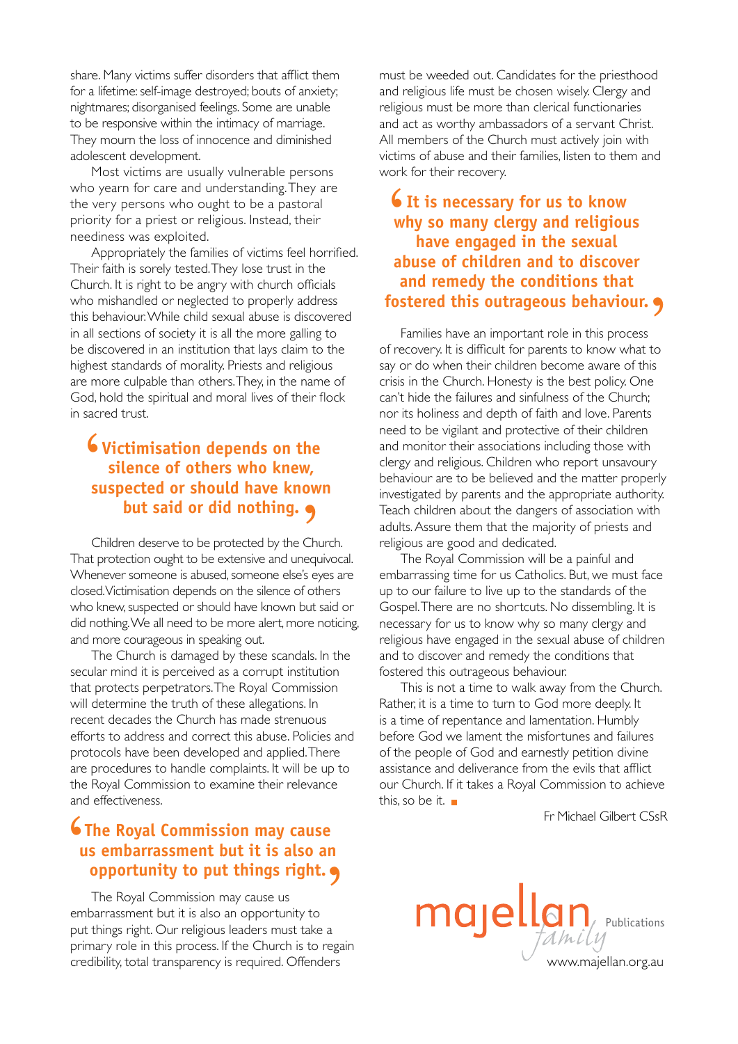share. Many victims suffer disorders that afflict them for a lifetime: self-image destroyed; bouts of anxiety; nightmares; disorganised feelings. Some are unable to be responsive within the intimacy of marriage. They mourn the loss of innocence and diminished adolescent development.

Most victims are usually vulnerable persons who yearn for care and understanding. They are the very persons who ought to be a pastoral priority for a priest or religious. Instead, their neediness was exploited.

Appropriately the families of victims feel horrified. Their faith is sorely tested. They lose trust in the Church. It is right to be angry with church officials who mishandled or neglected to properly address this behaviour. While child sexual abuse is discovered in all sections of society it is all the more galling to be discovered in an institution that lays claim to the highest standards of morality. Priests and religious are more culpable than others. They, in the name of God, hold the spiritual and moral lives of their flock in sacred trust.

> **'Victimisation depends on the silence of others who knew, suspected or should have known but said or did nothing.'**

Children deserve to be protected by the Church. That protection ought to be extensive and unequivocal. Whenever someone is abused, someone else's eyes are closed. Victimisation depends on the silence of others who knew, suspected or should have known but said or did nothing. We all need to be more alert, more noticing, and more courageous in speaking out.

The Church is damaged by these scandals. In the secular mind it is perceived as a corrupt institution that protects perpetrators. The Royal Commission will determine the truth of these allegations. In recent decades the Church has made strenuous efforts to address and correct this abuse. Policies and protocols have been developed and applied. There are procedures to handle complaints. It will be up to the Royal Commission to examine their relevance and effectiveness.

> **'The Royal Commission may cause us embarrassment but it is also an opportunity to put things right.'**

The Royal Commission may cause us embarrassment but it is also an opportunity to put things right. Our religious leaders must take a primary role in this process. If the Church is to regain credibility, total transparency is required. Offenders must be weeded out. Candidates for the priesthood and religious life must be chosen wisely. Clergy and religious must be more than clerical functionaries and act as worthy ambassadors of a servant Christ. All members of the Church must actively join with victims of abuse and their families, listen to them and work for their recovery.

> **'It is necessary for us to know why so many clergy and religious have engaged in the sexual abuse of children and to discover and remedy the conditions that fostered this outrageous behaviour.'**

Families have an important role in this process of recovery. It is difficult for parents to know what to say or do when their children become aware of this crisis in the Church. Honesty is the best policy. One can't hide the failures and sinfulness of the Church; nor its holiness and depth of faith and love. Parents need to be vigilant and protective of their children and monitor their associations including those with clergy and religious. Children who report unsavoury behaviour are to be believed and the matter properly investigated by parents and the appropriate authority. Teach children about the dangers of association with adults. Assure them that the majority of priests and religious are good and dedicated.

The Royal Commission will be a painful and embarrassing time for us Catholics. But, we must face up to our failure to live up to the standards of the Gospel. There are no shortcuts. No dissembling. It is necessary for us to know why so many clergy and religious have engaged in the sexual abuse of children and to discover and remedy the conditions that fostered this outrageous behaviour.

This is not a time to walk away from the Church. Rather, it is a time to turn to God more deeply. It is a time of repentance and lamentation. Humbly before God we lament the misfortunes and failures of the people of God and earnestly petition divine assistance and deliverance from the evils that afflict our Church. If it takes a Royal Commission to achieve this, so be it.

Fr Michael Gilbert CSsR

majellan family Publications
www.majellan.org.au